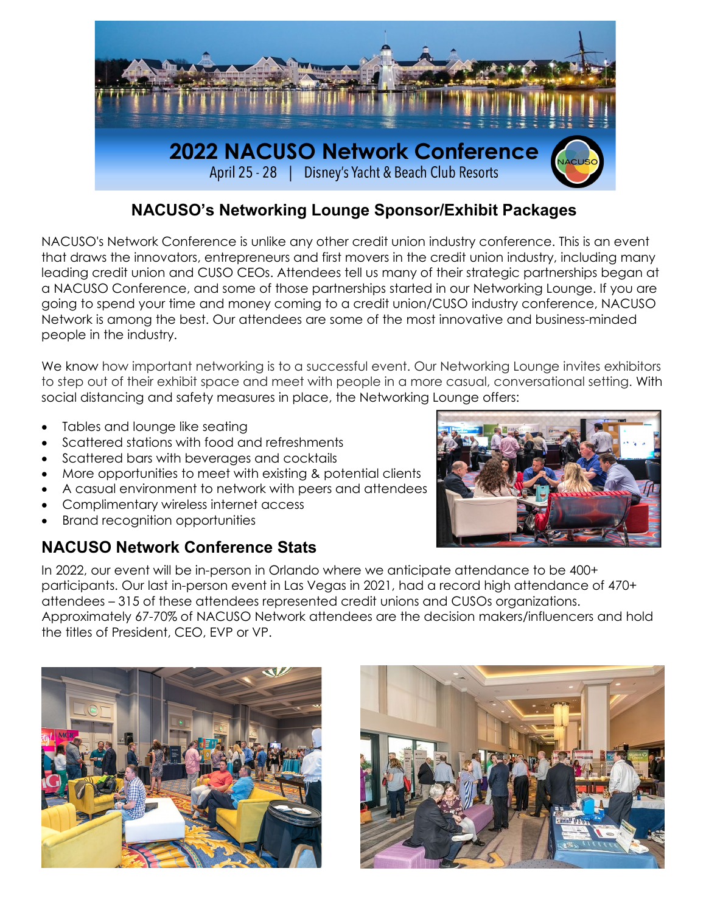# 2022 NACUSO Network Conference

April 25 - 28 | Disney's Yacht & Beach Club Resorts

## NACUSO's Networking Lounge Sponsor/Exhibit Packages

NACUSO's Network Conference is unlike any other credit union industry conference. This is an event that draws the innovators, entrepreneurs and first movers in the credit union industry, including many leading credit union and CUSO CEOs. Attendees tell us many of their strategic partnerships began at a NACUSO Conference, and some of those partnerships started in our Networking Lounge. If you are going to spend your time and money coming to a credit union/CUSO industry conference, NACUSO Network is among the best. Our attendees are some of the most innovative and business-minded people in the industry.

We know how important networking is to a successful event. Our Networking Lounge invites exhibitors to step out of their exhibit space and meet with people in a more casual, conversational setting. With social distancing and safety measures in place, the Networking Lounge offers:

- Tables and lounge like seating
- Scattered stations with food and refreshments
- Scattered bars with beverages and cocktails
- More opportunities to meet with existing & potential clients
- A casual environment to network with peers and attendees
- Complimentary wireless internet access
- Brand recognition opportunities

## NACUSO Network Conference Stats

In 2022, our event will be in-person in Orlando where we anticipate attendance to be 400+ participants. Our last in-person event in Las Vegas in 2021, had a record high attendance of 470+ attendees – 315 of these attendees represented credit unions and CUSOs organizations. Approximately 67-70% of NACUSO Network attendees are the decision makers/influencers and hold the titles of President, CEO, EVP or VP.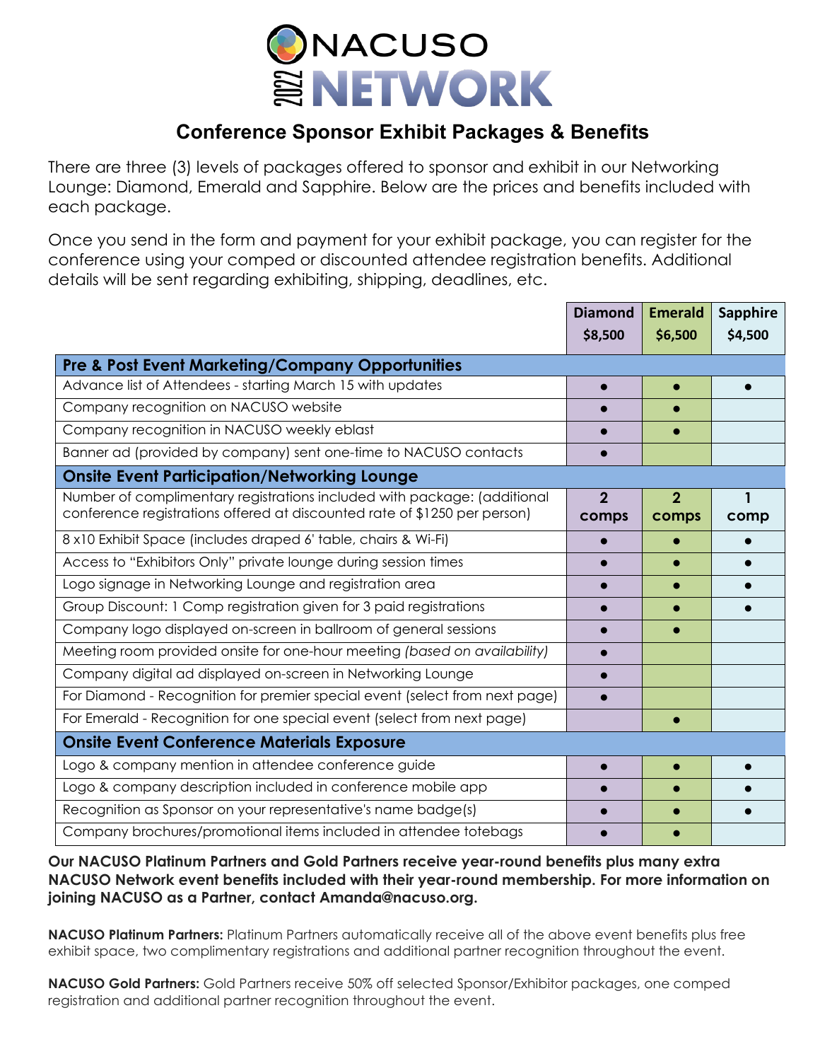# NACUSO 2022 NETWORK

## Conference Sponsor Exhibit Packages & Benefits

There are three (3) levels of packages offered to sponsor and exhibit in our Networking Lounge: Diamond, Emerald and Sapphire. Below are the prices and benefits included with each package.

Once you send in the form and payment for your exhibit package, you can register for the conference using your comped or discounted attendee registration benefits. Additional details will be sent regarding exhibiting, shipping, deadlines, etc.

| | Diamond $8,500 | Emerald $6,500 | Sapphire $4,500 |
|---|---|---|---|
| **Pre & Post Event Marketing/Company Opportunities** | | | |
| Advance list of Attendees - starting March 15 with updates | ● | ● | ● |
| Company recognition on NACUSO website | ● | ● | |
| Company recognition in NACUSO weekly eblast | ● | ● | |
| Banner ad (provided by company) sent one-time to NACUSO contacts | ● | | |
| **Onsite Event Participation/Networking Lounge** | | | |
| Number of complimentary registrations included with package: (additional conference registrations offered at discounted rate of $1250 per person) | 2 comps | 2 comps | 1 comp |
| 8 x10 Exhibit Space (includes draped 6' table, chairs & Wi-Fi) | ● | ● | ● |
| Access to "Exhibitors Only" private lounge during session times | ● | ● | ● |
| Logo signage in Networking Lounge and registration area | ● | ● | ● |
| Group Discount: 1 Comp registration given for 3 paid registrations | ● | ● | ● |
| Company logo displayed on-screen in ballroom of general sessions | ● | ● | |
| Meeting room provided onsite for one-hour meeting *(based on availability)* | ● | | |
| Company digital ad displayed on-screen in Networking Lounge | ● | | |
| For Diamond - Recognition for premier special event (select from next page) | ● | | |
| For Emerald - Recognition for one special event (select from next page) | | ● | |
| **Onsite Event Conference Materials Exposure** | | | |
| Logo & company mention in attendee conference guide | ● | ● | ● |
| Logo & company description included in conference mobile app | ● | ● | ● |
| Recognition as Sponsor on your representative's name badge(s) | ● | ● | ● |
| Company brochures/promotional items included in attendee totebags | ● | ● | |

**Our NACUSO Platinum Partners and Gold Partners receive year-round benefits plus many extra NACUSO Network event benefits included with their year-round membership. For more information on joining NACUSO as a Partner, contact Amanda@nacuso.org.**

**NACUSO Platinum Partners:** Platinum Partners automatically receive all of the above event benefits plus free exhibit space, two complimentary registrations and additional partner recognition throughout the event.

**NACUSO Gold Partners:** Gold Partners receive 50% off selected Sponsor/Exhibitor packages, one comped registration and additional partner recognition throughout the event.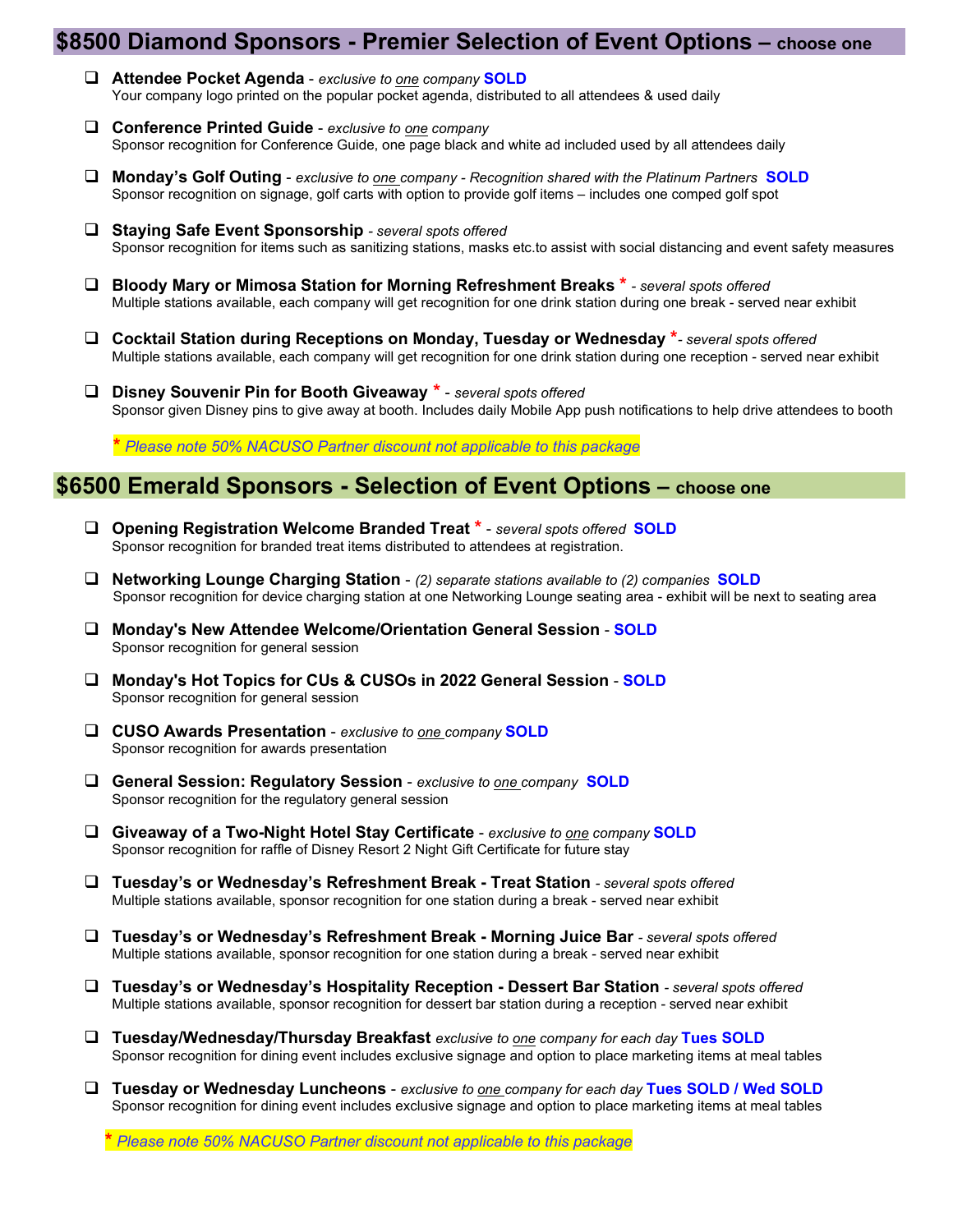## $8500 Diamond Sponsors - Premier Selection of Event Options – choose one

- ❑ **Attendee Pocket Agenda** - *exclusive to one company* **SOLD**
  Your company logo printed on the popular pocket agenda, distributed to all attendees & used daily

- ❑ **Conference Printed Guide** - *exclusive to one company*
  Sponsor recognition for Conference Guide, one page black and white ad included used by all attendees daily

- ❑ **Monday's Golf Outing** - *exclusive to one company - Recognition shared with the Platinum Partners* **SOLD**
  Sponsor recognition on signage, golf carts with option to provide golf items – includes one comped golf spot

- ❑ **Staying Safe Event Sponsorship** - *several spots offered*
  Sponsor recognition for items such as sanitizing stations, masks etc.to assist with social distancing and event safety measures

- ❑ **Bloody Mary or Mimosa Station for Morning Refreshment Breaks** * - *several spots offered*
  Multiple stations available, each company will get recognition for one drink station during one break - served near exhibit

- ❑ **Cocktail Station during Receptions on Monday, Tuesday or Wednesday** *- *several spots offered*
  Multiple stations available, each company will get recognition for one drink station during one reception - served near exhibit

- ❑ **Disney Souvenir Pin for Booth Giveaway** * - *several spots offered*
  Sponsor given Disney pins to give away at booth. Includes daily Mobile App push notifications to help drive attendees to booth

\* *Please note 50% NACUSO Partner discount not applicable to this package*

## $6500 Emerald Sponsors - Selection of Event Options – choose one

- ❑ **Opening Registration Welcome Branded Treat** * - *several spots offered* **SOLD**
  Sponsor recognition for branded treat items distributed to attendees at registration.

- ❑ **Networking Lounge Charging Station** - *(2) separate stations available to (2) companies* **SOLD**
  Sponsor recognition for device charging station at one Networking Lounge seating area - exhibit will be next to seating area

- ❑ **Monday's New Attendee Welcome/Orientation General Session** - **SOLD**
  Sponsor recognition for general session

- ❑ **Monday's Hot Topics for CUs & CUSOs in 2022 General Session** - **SOLD**
  Sponsor recognition for general session

- ❑ **CUSO Awards Presentation** - *exclusive to one company* **SOLD**
  Sponsor recognition for awards presentation

- ❑ **General Session: Regulatory Session** - *exclusive to one company* **SOLD**
  Sponsor recognition for the regulatory general session

- ❑ **Giveaway of a Two-Night Hotel Stay Certificate** - *exclusive to one company* **SOLD**
  Sponsor recognition for raffle of Disney Resort 2 Night Gift Certificate for future stay

- ❑ **Tuesday's or Wednesday's Refreshment Break - Treat Station** - *several spots offered*
  Multiple stations available, sponsor recognition for one station during a break - served near exhibit

- ❑ **Tuesday's or Wednesday's Refreshment Break - Morning Juice Bar** - *several spots offered*
  Multiple stations available, sponsor recognition for one station during a break - served near exhibit

- ❑ **Tuesday's or Wednesday's Hospitality Reception - Dessert Bar Station** - *several spots offered*
  Multiple stations available, sponsor recognition for dessert bar station during a reception - served near exhibit

- ❑ **Tuesday/Wednesday/Thursday Breakfast** *exclusive to one company for each day* **Tues SOLD**
  Sponsor recognition for dining event includes exclusive signage and option to place marketing items at meal tables

- ❑ **Tuesday or Wednesday Luncheons** - *exclusive to one company for each day* **Tues SOLD / Wed SOLD**
  Sponsor recognition for dining event includes exclusive signage and option to place marketing items at meal tables

\* *Please note 50% NACUSO Partner discount not applicable to this package*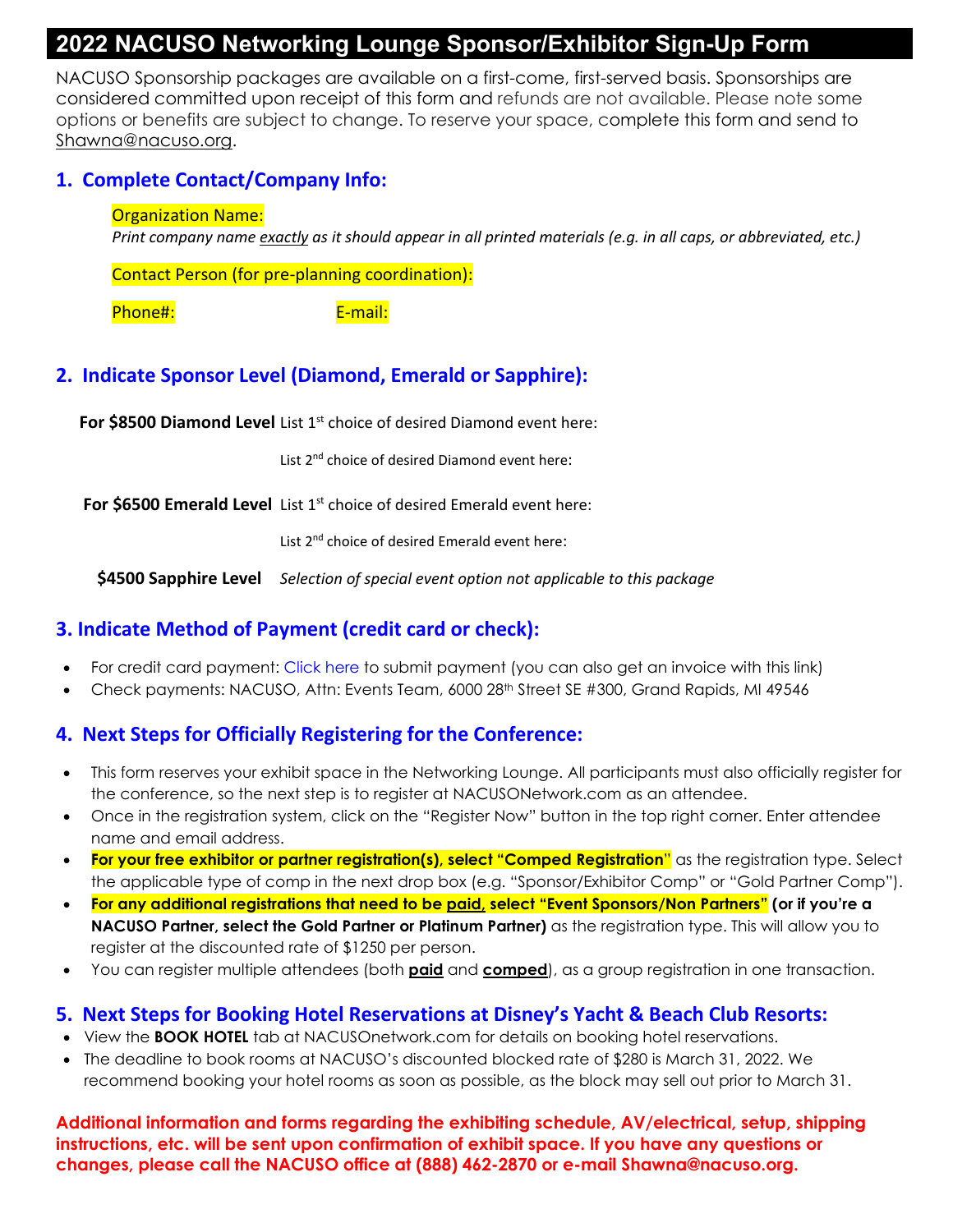# 2022 NACUSO Networking Lounge Sponsor/Exhibitor Sign-Up Form

NACUSO Sponsorship packages are available on a first-come, first-served basis. Sponsorships are considered committed upon receipt of this form and refunds are not available. Please note some options or benefits are subject to change. To reserve your space, complete this form and send to Shawna@nacuso.org.

## 1. Complete Contact/Company Info:

Organization Name:

*Print company name exactly as it should appear in all printed materials (e.g. in all caps, or abbreviated, etc.)*

Contact Person (for pre-planning coordination):

Phone#: E-mail:

## 2. Indicate Sponsor Level (Diamond, Emerald or Sapphire):

**For $8500 Diamond Level** List 1st choice of desired Diamond event here:

List 2nd choice of desired Diamond event here:

**For $6500 Emerald Level** List 1st choice of desired Emerald event here:

List 2nd choice of desired Emerald event here:

**$4500 Sapphire Level** *Selection of special event option not applicable to this package*

## 3. Indicate Method of Payment (credit card or check):

- For credit card payment: Click here to submit payment (you can also get an invoice with this link)
- Check payments: NACUSO, Attn: Events Team, 6000 28th Street SE #300, Grand Rapids, MI 49546

## 4. Next Steps for Officially Registering for the Conference:

- This form reserves your exhibit space in the Networking Lounge. All participants must also officially register for the conference, so the next step is to register at NACUSONetwork.com as an attendee.
- Once in the registration system, click on the "Register Now" button in the top right corner. Enter attendee name and email address.
- **For your free exhibitor or partner registration(s), select "Comped Registration"** as the registration type. Select the applicable type of comp in the next drop box (e.g. "Sponsor/Exhibitor Comp" or "Gold Partner Comp").
- **For any additional registrations that need to be paid, select "Event Sponsors/Non Partners" (or if you're a NACUSO Partner, select the Gold Partner or Platinum Partner)** as the registration type. This will allow you to register at the discounted rate of $1250 per person.
- You can register multiple attendees (both **paid** and **comped**), as a group registration in one transaction.

## 5. Next Steps for Booking Hotel Reservations at Disney's Yacht & Beach Club Resorts:

- View the **BOOK HOTEL** tab at NACUSOnetwork.com for details on booking hotel reservations.
- The deadline to book rooms at NACUSO's discounted blocked rate of $280 is March 31, 2022. We recommend booking your hotel rooms as soon as possible, as the block may sell out prior to March 31.

**Additional information and forms regarding the exhibiting schedule, AV/electrical, setup, shipping instructions, etc. will be sent upon confirmation of exhibit space. If you have any questions or changes, please call the NACUSO office at (888) 462-2870 or e-mail Shawna@nacuso.org.**